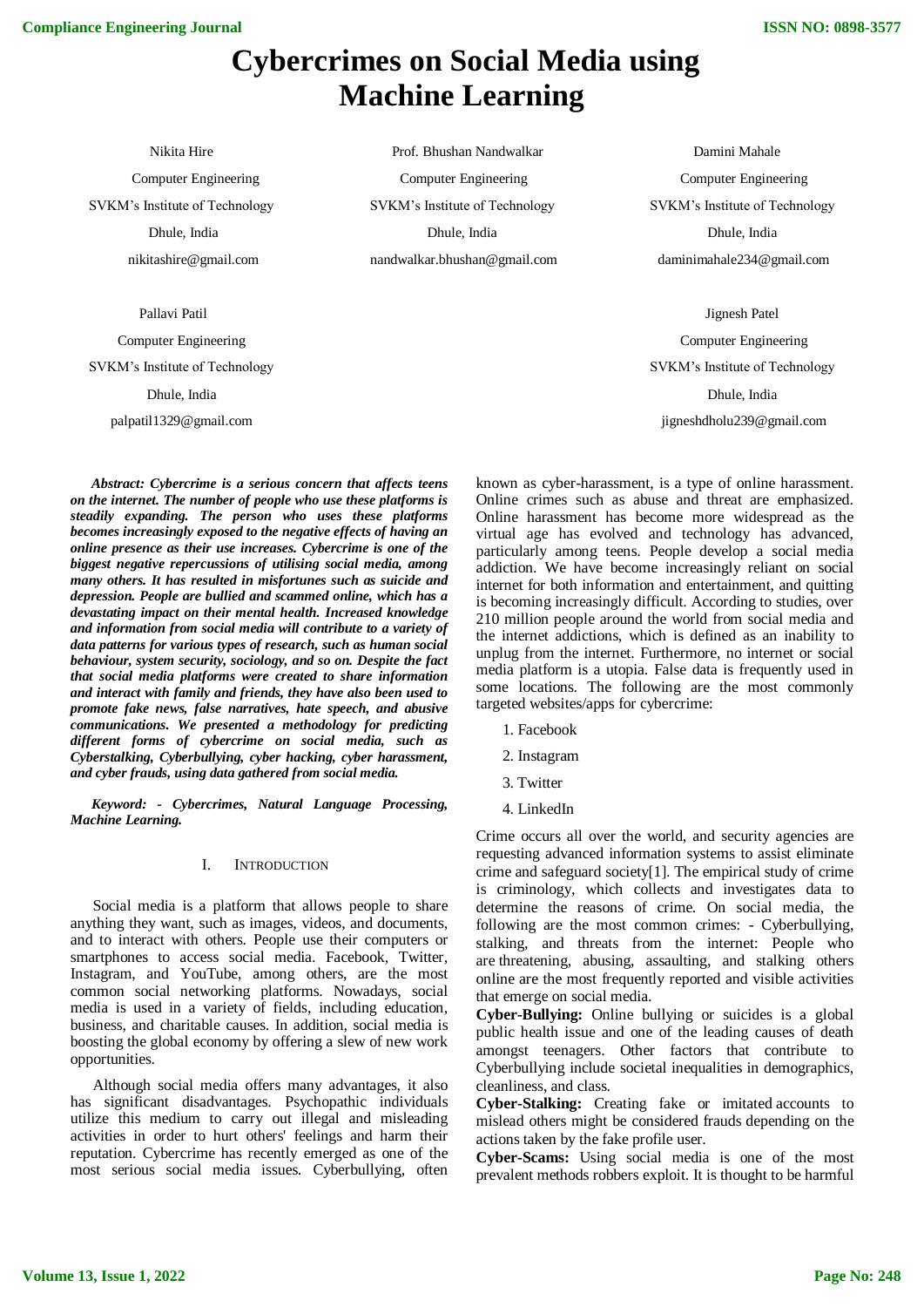# Cybercrimes on Social Media using Machine Learning

Nikita Hire
Computer Engineering
SVKM's Institute of Technology
Dhule, India
nikitashire@gmail.com

Prof. Bhushan Nandwalkar
Computer Engineering
SVKM's Institute of Technology
Dhule, India
nandwalkar.bhushan@gmail.com

Damini Mahale
Computer Engineering
SVKM's Institute of Technology
Dhule, India
daminimahale234@gmail.com

Pallavi Patil
Computer Engineering
SVKM's Institute of Technology
Dhule, India
palpatil1329@gmail.com

Jignesh Patel
Computer Engineering
SVKM's Institute of Technology
Dhule, India
jigneshdholu239@gmail.com

***Abstract: Cybercrime is a serious concern that affects teens on the internet. The number of people who use these platforms is steadily expanding. The person who uses these platforms becomes increasingly exposed to the negative effects of having an online presence as their use increases. Cybercrime is one of the biggest negative repercussions of utilising social media, among many others. It has resulted in misfortunes such as suicide and depression. People are bullied and scammed online, which has a devastating impact on their mental health. Increased knowledge and information from social media will contribute to a variety of data patterns for various types of research, such as human social behaviour, system security, sociology, and so on. Despite the fact that social media platforms were created to share information and interact with family and friends, they have also been used to promote fake news, false narratives, hate speech, and abusive communications. We presented a methodology for predicting different forms of cybercrime on social media, such as Cyberstalking, Cyberbullying, cyber hacking, cyber harassment, and cyber frauds, using data gathered from social media.***

***Keyword: - Cybercrimes, Natural Language Processing, Machine Learning.***

## I. Introduction

Social media is a platform that allows people to share anything they want, such as images, videos, and documents, and to interact with others. People use their computers or smartphones to access social media. Facebook, Twitter, Instagram, and YouTube, among others, are the most common social networking platforms. Nowadays, social media is used in a variety of fields, including education, business, and charitable causes. In addition, social media is boosting the global economy by offering a slew of new work opportunities.

Although social media offers many advantages, it also has significant disadvantages. Psychopathic individuals utilize this medium to carry out illegal and misleading activities in order to hurt others' feelings and harm their reputation. Cybercrime has recently emerged as one of the most serious social media issues. Cyberbullying, often known as cyber-harassment, is a type of online harassment. Online crimes such as abuse and threat are emphasized. Online harassment has become more widespread as the virtual age has evolved and technology has advanced, particularly among teens. People develop a social media addiction. We have become increasingly reliant on social internet for both information and entertainment, and quitting is becoming increasingly difficult. According to studies, over 210 million people around the world from social media and the internet addictions, which is defined as an inability to unplug from the internet. Furthermore, no internet or social media platform is a utopia. False data is frequently used in some locations. The following are the most commonly targeted websites/apps for cybercrime:

1. Facebook
2. Instagram
3. Twitter
4. LinkedIn

Crime occurs all over the world, and security agencies are requesting advanced information systems to assist eliminate crime and safeguard society[1]. The empirical study of crime is criminology, which collects and investigates data to determine the reasons of crime. On social media, the following are the most common crimes: - Cyberbullying, stalking, and threats from the internet: People who are threatening, abusing, assaulting, and stalking others online are the most frequently reported and visible activities that emerge on social media.

**Cyber-Bullying:** Online bullying or suicides is a global public health issue and one of the leading causes of death amongst teenagers. Other factors that contribute to Cyberbullying include societal inequalities in demographics, cleanliness, and class.

**Cyber-Stalking:** Creating fake or imitated accounts to mislead others might be considered frauds depending on the actions taken by the fake profile user.

**Cyber-Scams:** Using social media is one of the most prevalent methods robbers exploit. It is thought to be harmful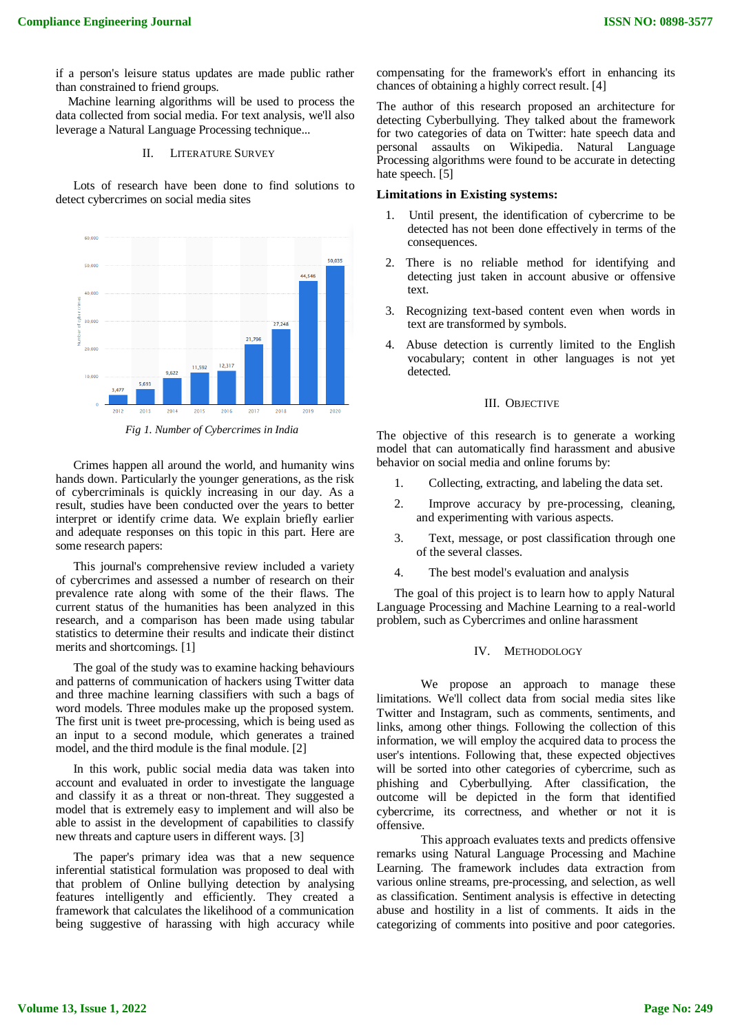if a person's leisure status updates are made public rather than constrained to friend groups.

Machine learning algorithms will be used to process the data collected from social media. For text analysis, we'll also leverage a Natural Language Processing technique...

## II. Literature Survey

Lots of research have been done to find solutions to detect cybercrimes on social media sites

*Fig 1. Number of Cybercrimes in India*

Crimes happen all around the world, and humanity wins hands down. Particularly the younger generations, as the risk of cybercriminals is quickly increasing in our day. As a result, studies have been conducted over the years to better interpret or identify crime data. We explain briefly earlier and adequate responses on this topic in this part. Here are some research papers:

This journal's comprehensive review included a variety of cybercrimes and assessed a number of research on their prevalence rate along with some of the their flaws. The current status of the humanities has been analyzed in this research, and a comparison has been made using tabular statistics to determine their results and indicate their distinct merits and shortcomings. [1]

The goal of the study was to examine hacking behaviours and patterns of communication of hackers using Twitter data and three machine learning classifiers with such a bags of word models. Three modules make up the proposed system. The first unit is tweet pre-processing, which is being used as an input to a second module, which generates a trained model, and the third module is the final module. [2]

In this work, public social media data was taken into account and evaluated in order to investigate the language and classify it as a threat or non-threat. They suggested a model that is extremely easy to implement and will also be able to assist in the development of capabilities to classify new threats and capture users in different ways. [3]

The paper's primary idea was that a new sequence inferential statistical formulation was proposed to deal with that problem of Online bullying detection by analysing features intelligently and efficiently. They created a framework that calculates the likelihood of a communication being suggestive of harassing with high accuracy while compensating for the framework's effort in enhancing its chances of obtaining a highly correct result. [4]

The author of this research proposed an architecture for detecting Cyberbullying. They talked about the framework for two categories of data on Twitter: hate speech data and personal assaults on Wikipedia. Natural Language Processing algorithms were found to be accurate in detecting hate speech. [5]

**Limitations in Existing systems:**

1. Until present, the identification of cybercrime to be detected has not been done effectively in terms of the consequences.
2. There is no reliable method for identifying and detecting just taken in account abusive or offensive text.
3. Recognizing text-based content even when words in text are transformed by symbols.
4. Abuse detection is currently limited to the English vocabulary; content in other languages is not yet detected.

## III. Objective

The objective of this research is to generate a working model that can automatically find harassment and abusive behavior on social media and online forums by:

1. Collecting, extracting, and labeling the data set.
2. Improve accuracy by pre-processing, cleaning, and experimenting with various aspects.
3. Text, message, or post classification through one of the several classes.
4. The best model's evaluation and analysis

The goal of this project is to learn how to apply Natural Language Processing and Machine Learning to a real-world problem, such as Cybercrimes and online harassment

## IV. Methodology

We propose an approach to manage these limitations. We'll collect data from social media sites like Twitter and Instagram, such as comments, sentiments, and links, among other things. Following the collection of this information, we will employ the acquired data to process the user's intentions. Following that, these expected objectives will be sorted into other categories of cybercrime, such as phishing and Cyberbullying. After classification, the outcome will be depicted in the form that identified cybercrime, its correctness, and whether or not it is offensive.

This approach evaluates texts and predicts offensive remarks using Natural Language Processing and Machine Learning. The framework includes data extraction from various online streams, pre-processing, and selection, as well as classification. Sentiment analysis is effective in detecting abuse and hostility in a list of comments. It aids in the categorizing of comments into positive and poor categories.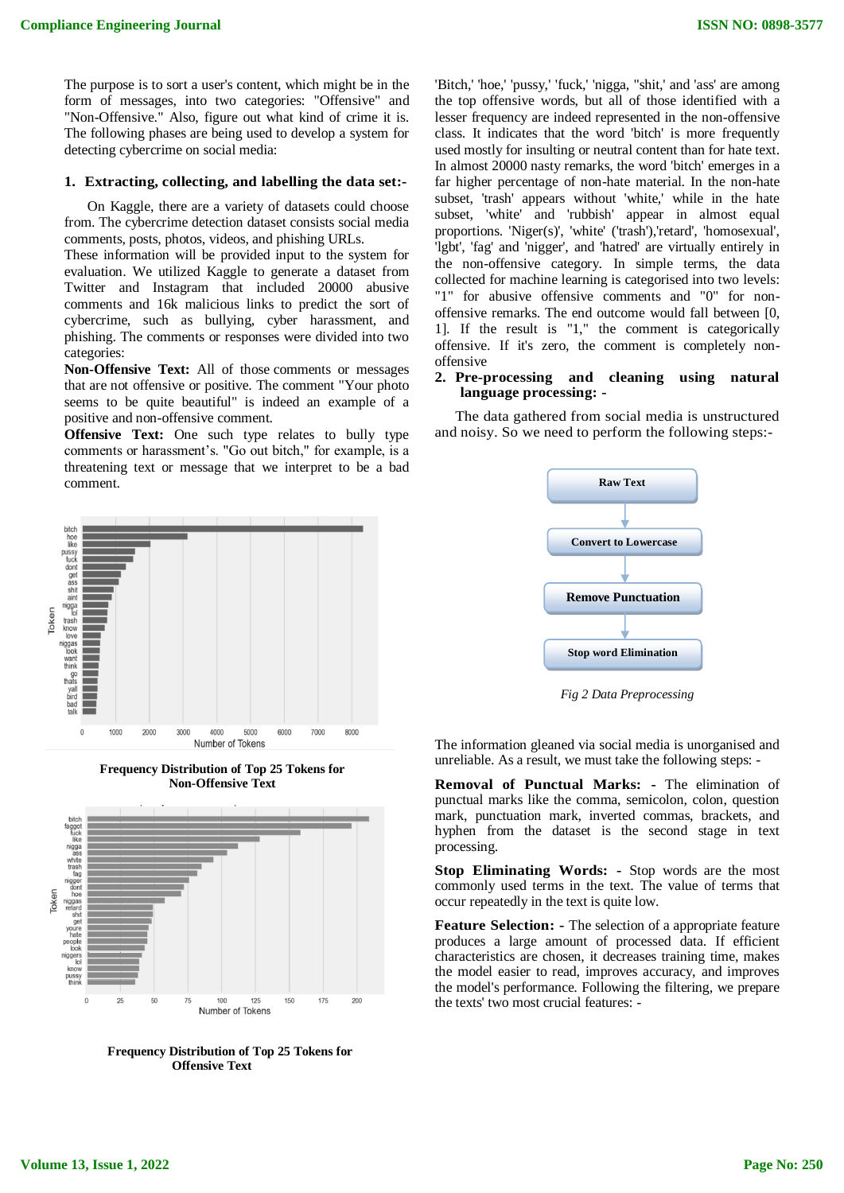The purpose is to sort a user's content, which might be in the form of messages, into two categories: "Offensive" and "Non-Offensive." Also, figure out what kind of crime it is. The following phases are being used to develop a system for detecting cybercrime on social media:

## 1. Extracting, collecting, and labelling the data set:-

On Kaggle, there are a variety of datasets could choose from. The cybercrime detection dataset consists social media comments, posts, photos, videos, and phishing URLs.

These information will be provided input to the system for evaluation. We utilized Kaggle to generate a dataset from Twitter and Instagram that included 20000 abusive comments and 16k malicious links to predict the sort of cybercrime, such as bullying, cyber harassment, and phishing. The comments or responses were divided into two categories:

**Non-Offensive Text:** All of those comments or messages that are not offensive or positive. The comment "Your photo seems to be quite beautiful" is indeed an example of a positive and non-offensive comment.

**Offensive Text:** One such type relates to bully type comments or harassment's. "Go out bitch," for example, is a threatening text or message that we interpret to be a bad comment.

**Frequency Distribution of Top 25 Tokens for Non-Offensive Text**

**Frequency Distribution of Top 25 Tokens for Offensive Text**

'Bitch,' 'hoe,' 'pussy,' 'fuck,' 'nigga, "shit,' and 'ass' are among the top offensive words, but all of those identified with a lesser frequency are indeed represented in the non-offensive class. It indicates that the word 'bitch' is more frequently used mostly for insulting or neutral content than for hate text. In almost 20000 nasty remarks, the word 'bitch' emerges in a far higher percentage of non-hate material. In the non-hate subset, 'trash' appears without 'white,' while in the hate subset, 'white' and 'rubbish' appear in almost equal proportions. 'Niger(s)', 'white' ('trash'),'retard', 'homosexual', 'lgbt', 'fag' and 'nigger', and 'hatred' are virtually entirely in the non-offensive category. In simple terms, the data collected for machine learning is categorised into two levels: "1" for abusive offensive comments and "0" for non-offensive remarks. The end outcome would fall between [0, 1]. If the result is "1," the comment is categorically offensive. If it's zero, the comment is completely non-offensive

## 2. Pre-processing and cleaning using natural language processing: -

The data gathered from social media is unstructured and noisy. So we need to perform the following steps:-

Raw Text → Convert to Lowercase → Remove Punctuation → Stop word Elimination

*Fig 2 Data Preprocessing*

The information gleaned via social media is unorganised and unreliable. As a result, we must take the following steps: -

**Removal of Punctual Marks: -** The elimination of punctual marks like the comma, semicolon, colon, question mark, punctuation mark, inverted commas, brackets, and hyphen from the dataset is the second stage in text processing.

**Stop Eliminating Words: -** Stop words are the most commonly used terms in the text. The value of terms that occur repeatedly in the text is quite low.

**Feature Selection: -** The selection of a appropriate feature produces a large amount of processed data. If efficient characteristics are chosen, it decreases training time, makes the model easier to read, improves accuracy, and improves the model's performance. Following the filtering, we prepare the texts' two most crucial features: -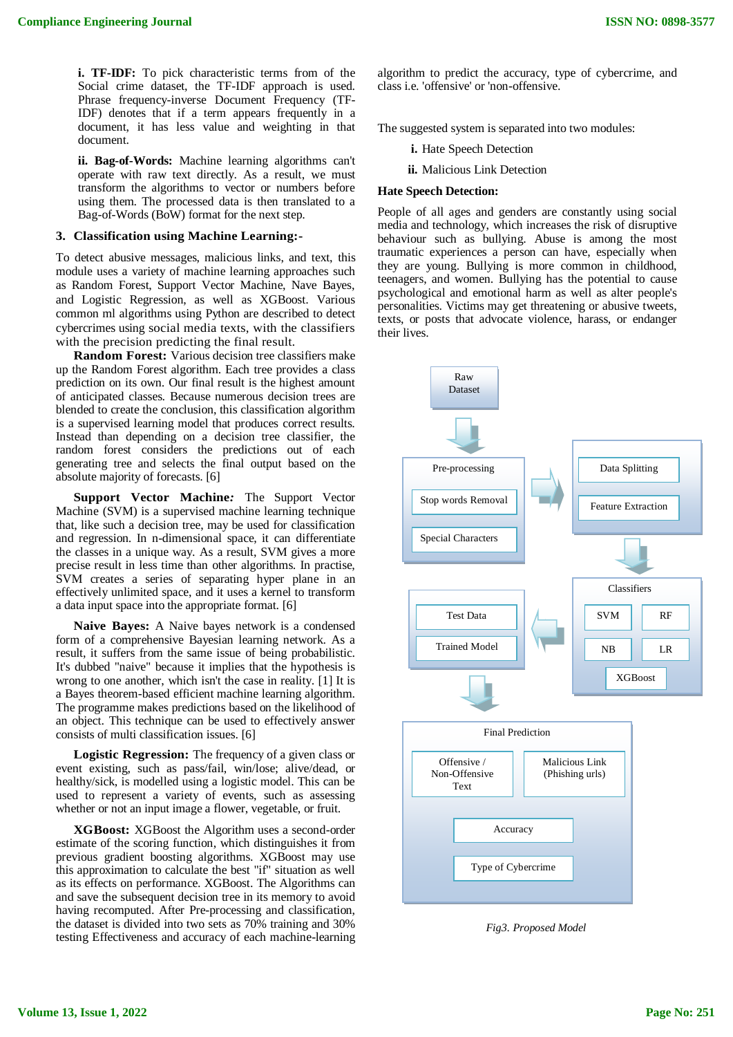**i. TF-IDF:** To pick characteristic terms from of the Social crime dataset, the TF-IDF approach is used. Phrase frequency-inverse Document Frequency (TF-IDF) denotes that if a term appears frequently in a document, it has less value and weighting in that document.

**ii. Bag-of-Words:** Machine learning algorithms can't operate with raw text directly. As a result, we must transform the algorithms to vector or numbers before using them. The processed data is then translated to a Bag-of-Words (BoW) format for the next step.

### 3. Classification using Machine Learning:-

To detect abusive messages, malicious links, and text, this module uses a variety of machine learning approaches such as Random Forest, Support Vector Machine, Nave Bayes, and Logistic Regression, as well as XGBoost. Various common ml algorithms using Python are described to detect cybercrimes using social media texts, with the classifiers with the precision predicting the final result.

**Random Forest:** Various decision tree classifiers make up the Random Forest algorithm. Each tree provides a class prediction on its own. Our final result is the highest amount of anticipated classes. Because numerous decision trees are blended to create the conclusion, this classification algorithm is a supervised learning model that produces correct results. Instead than depending on a decision tree classifier, the random forest considers the predictions out of each generating tree and selects the final output based on the absolute majority of forecasts. [6]

**Support Vector Machine:** The Support Vector Machine (SVM) is a supervised machine learning technique that, like such a decision tree, may be used for classification and regression. In n-dimensional space, it can differentiate the classes in a unique way. As a result, SVM gives a more precise result in less time than other algorithms. In practice, SVM creates a series of separating hyper plane in an effectively unlimited space, and it uses a kernel to transform a data input space into the appropriate format. [6]

**Naive Bayes:** A Naive bayes network is a condensed form of a comprehensive Bayesian learning network. As a result, it suffers from the same issue of being probabilistic. It's dubbed "naive" because it implies that the hypothesis is wrong to one another, which isn't the case in reality. [1] It is a Bayes theorem-based efficient machine learning algorithm. The programme makes predictions based on the likelihood of an object. This technique can be used to effectively answer consists of multi classification issues. [6]

**Logistic Regression:** The frequency of a given class or event existing, such as pass/fail, win/lose; alive/dead, or healthy/sick, is modelled using a logistic model. This can be used to represent a variety of events, such as assessing whether or not an input image a flower, vegetable, or fruit.

**XGBoost:** XGBoost the Algorithm uses a second-order estimate of the scoring function, which distinguishes it from previous gradient boosting algorithms. XGBoost may use this approximation to calculate the best "if" situation as well as its effects on performance. XGBoost. The Algorithms can and save the subsequent decision tree in its memory to avoid having recomputed. After Pre-processing and classification, the dataset is divided into two sets as 70% training and 30% testing Effectiveness and accuracy of each machine-learning algorithm to predict the accuracy, type of cybercrime, and class i.e. 'offensive' or 'non-offensive.

The suggested system is separated into two modules:

i. Hate Speech Detection
ii. Malicious Link Detection

**Hate Speech Detection:**

People of all ages and genders are constantly using social media and technology, which increases the risk of disruptive behaviour such as bullying. Abuse is among the most traumatic experiences a person can have, especially when they are young. Bullying is more common in childhood, teenagers, and women. Bullying has the potential to cause psychological and emotional harm as well as alter people's personalities. Victims may get threatening or abusive tweets, texts, or posts that advocate violence, harass, or endanger their lives.

Raw Dataset → Pre-processing (Stop words Removal, Special Characters) → Data Splitting, Feature Extraction → Classifiers (SVM, RF, NB, LR, XGBoost) → Test Data, Trained Model → Final Prediction (Offensive / Non-Offensive Text, Malicious Link (Phishing urls), Accuracy, Type of Cybercrime)

*Fig3. Proposed Model*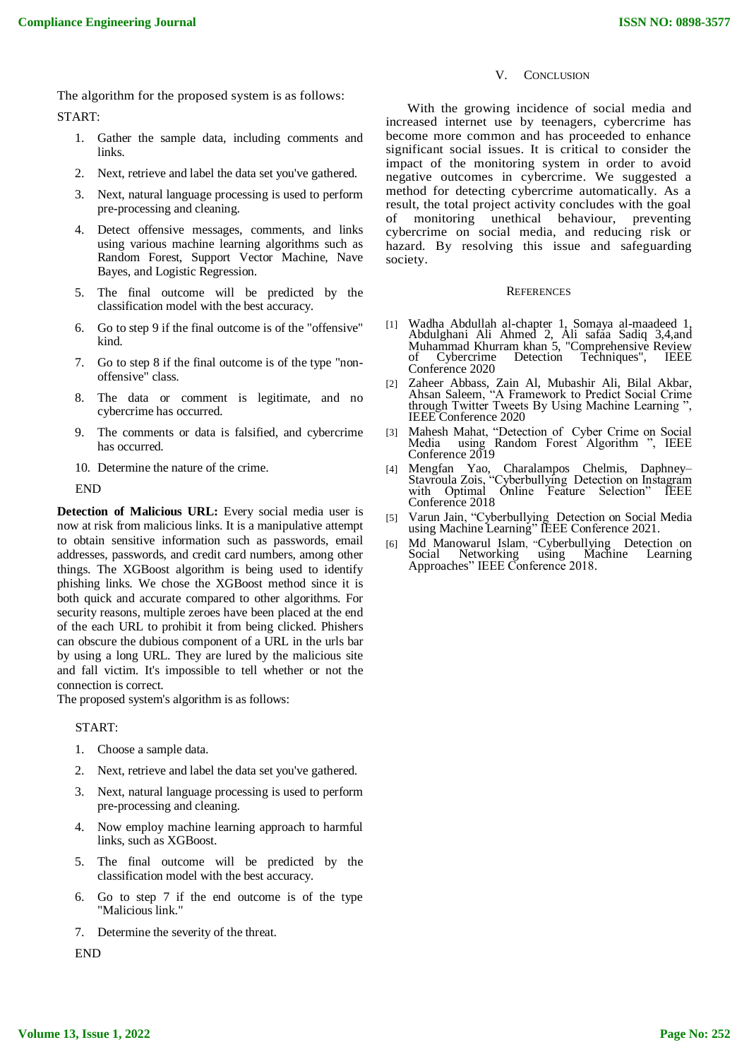The algorithm for the proposed system is as follows:

START:

1. Gather the sample data, including comments and links.
2. Next, retrieve and label the data set you've gathered.
3. Next, natural language processing is used to perform pre-processing and cleaning.
4. Detect offensive messages, comments, and links using various machine learning algorithms such as Random Forest, Support Vector Machine, Nave Bayes, and Logistic Regression.
5. The final outcome will be predicted by the classification model with the best accuracy.
6. Go to step 9 if the final outcome is of the "offensive" kind.
7. Go to step 8 if the final outcome is of the type "non-offensive" class.
8. The data or comment is legitimate, and no cybercrime has occurred.
9. The comments or data is falsified, and cybercrime has occurred.
10. Determine the nature of the crime.

END

**Detection of Malicious URL:** Every social media user is now at risk from malicious links. It is a manipulative attempt to obtain sensitive information such as passwords, email addresses, passwords, and credit card numbers, among other things. The XGBoost algorithm is being used to identify phishing links. We chose the XGBoost method since it is both quick and accurate compared to other algorithms. For security reasons, multiple zeroes have been placed at the end of the each URL to prohibit it from being clicked. Phishers can obscure the dubious component of a URL in the urls bar by using a long URL. They are lured by the malicious site and fall victim. It's impossible to tell whether or not the connection is correct.

The proposed system's algorithm is as follows:

START:

1. Choose a sample data.
2. Next, retrieve and label the data set you've gathered.
3. Next, natural language processing is used to perform pre-processing and cleaning.
4. Now employ machine learning approach to harmful links, such as XGBoost.
5. The final outcome will be predicted by the classification model with the best accuracy.
6. Go to step 7 if the end outcome is of the type "Malicious link."
7. Determine the severity of the threat.

END

## V. Conclusion

With the growing incidence of social media and increased internet use by teenagers, cybercrime has become more common and has proceeded to enhance significant social issues. It is critical to consider the impact of the monitoring system in order to avoid negative outcomes in cybercrime. We suggested a method for detecting cybercrime automatically. As a result, the total project activity concludes with the goal of monitoring unethical behaviour, preventing cybercrime on social media, and reducing risk or hazard. By resolving this issue and safeguarding society.

## References

[1] Wadha Abdullah al-chapter 1, Somaya al-maadeed 1, Abdulghani Ali Ahmed 2, Ali safaa Sadiq 3,4,and Muhammad Khurram khan 5, "Comprehensive Review of Cybercrime Detection Techniques", IEEE Conference 2020

[2] Zaheer Abbass, Zain Al, Mubashir Ali, Bilal Akbar, Ahsan Saleem, "A Framework to Predict Social Crime through Twitter Tweets By Using Machine Learning ", IEEE Conference 2020

[3] Mahesh Mahat, "Detection of Cyber Crime on Social Media using Random Forest Algorithm ", IEEE Conference 2019

[4] Mengfan Yao, Charalampos Chelmis, Daphney–Stavroula Zois, "Cyberbullying Detection on Instagram with Optimal Online Feature Selection" IEEE Conference 2018

[5] Varun Jain, "Cyberbullying Detection on Social Media using Machine Learning" IEEE Conference 2021.

[6] Md Manowarul Islam, "Cyberbullying Detection on Social Networking using Machine Learning Approaches" IEEE Conference 2018.